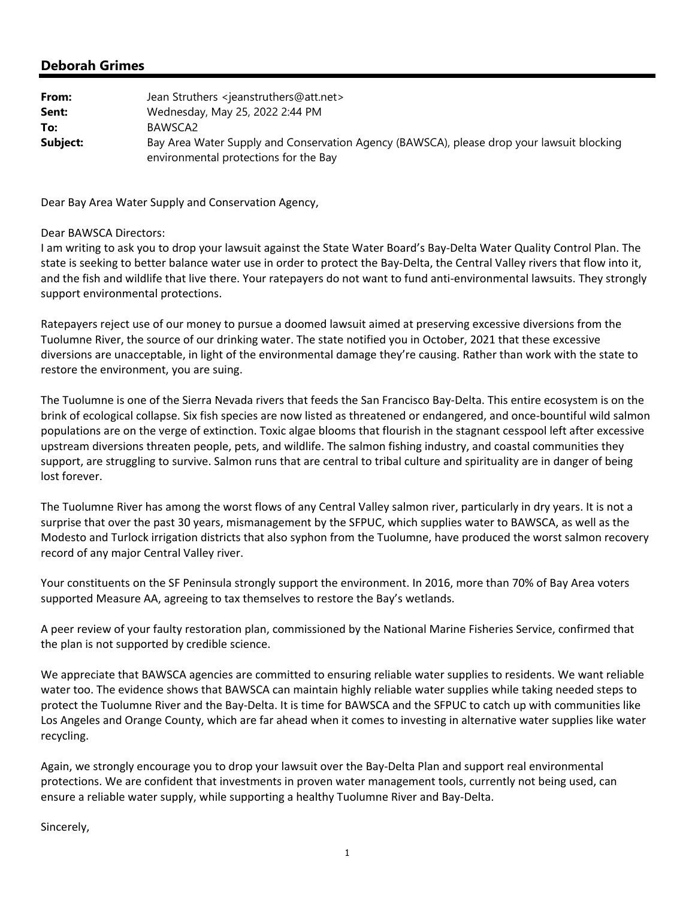## Deborah Grimes

| | |
|---|---|
| **From:** | Jean Struthers <jeanstruthers@att.net> |
| **Sent:** | Wednesday, May 25, 2022 2:44 PM |
| **To:** | BAWSCA2 |
| **Subject:** | Bay Area Water Supply and Conservation Agency (BAWSCA), please drop your lawsuit blocking environmental protections for the Bay |

Dear Bay Area Water Supply and Conservation Agency,

Dear BAWSCA Directors:
I am writing to ask you to drop your lawsuit against the State Water Board's Bay-Delta Water Quality Control Plan. The state is seeking to better balance water use in order to protect the Bay-Delta, the Central Valley rivers that flow into it, and the fish and wildlife that live there. Your ratepayers do not want to fund anti-environmental lawsuits. They strongly support environmental protections.

Ratepayers reject use of our money to pursue a doomed lawsuit aimed at preserving excessive diversions from the Tuolumne River, the source of our drinking water. The state notified you in October, 2021 that these excessive diversions are unacceptable, in light of the environmental damage they're causing. Rather than work with the state to restore the environment, you are suing.

The Tuolumne is one of the Sierra Nevada rivers that feeds the San Francisco Bay-Delta. This entire ecosystem is on the brink of ecological collapse. Six fish species are now listed as threatened or endangered, and once-bountiful wild salmon populations are on the verge of extinction. Toxic algae blooms that flourish in the stagnant cesspool left after excessive upstream diversions threaten people, pets, and wildlife. The salmon fishing industry, and coastal communities they support, are struggling to survive. Salmon runs that are central to tribal culture and spirituality are in danger of being lost forever.

The Tuolumne River has among the worst flows of any Central Valley salmon river, particularly in dry years. It is not a surprise that over the past 30 years, mismanagement by the SFPUC, which supplies water to BAWSCA, as well as the Modesto and Turlock irrigation districts that also syphon from the Tuolumne, have produced the worst salmon recovery record of any major Central Valley river.

Your constituents on the SF Peninsula strongly support the environment. In 2016, more than 70% of Bay Area voters supported Measure AA, agreeing to tax themselves to restore the Bay's wetlands.

A peer review of your faulty restoration plan, commissioned by the National Marine Fisheries Service, confirmed that the plan is not supported by credible science.

We appreciate that BAWSCA agencies are committed to ensuring reliable water supplies to residents. We want reliable water too. The evidence shows that BAWSCA can maintain highly reliable water supplies while taking needed steps to protect the Tuolumne River and the Bay-Delta. It is time for BAWSCA and the SFPUC to catch up with communities like Los Angeles and Orange County, which are far ahead when it comes to investing in alternative water supplies like water recycling.

Again, we strongly encourage you to drop your lawsuit over the Bay-Delta Plan and support real environmental protections. We are confident that investments in proven water management tools, currently not being used, can ensure a reliable water supply, while supporting a healthy Tuolumne River and Bay-Delta.

Sincerely,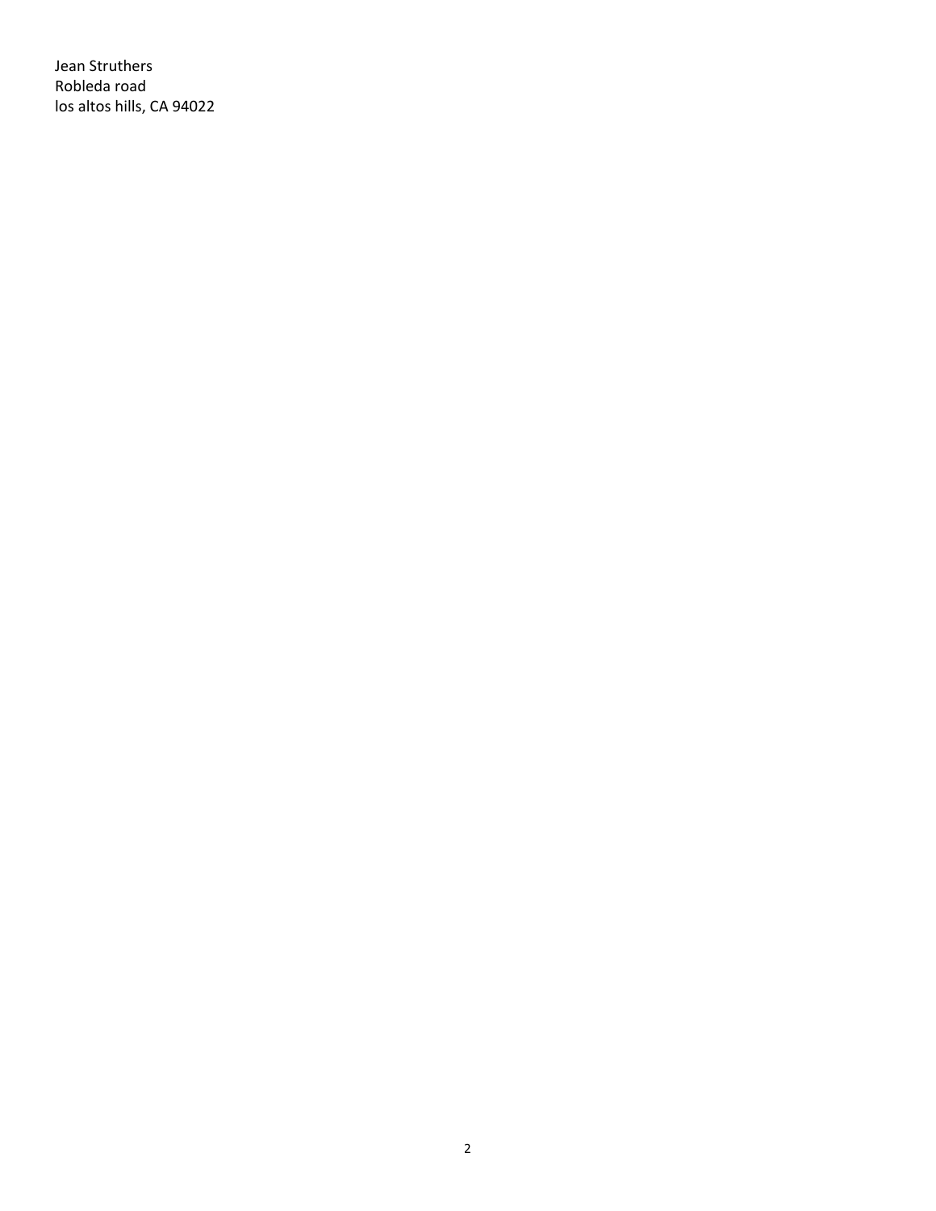Jean Struthers  
Robleda road  
los altos hills, CA 94022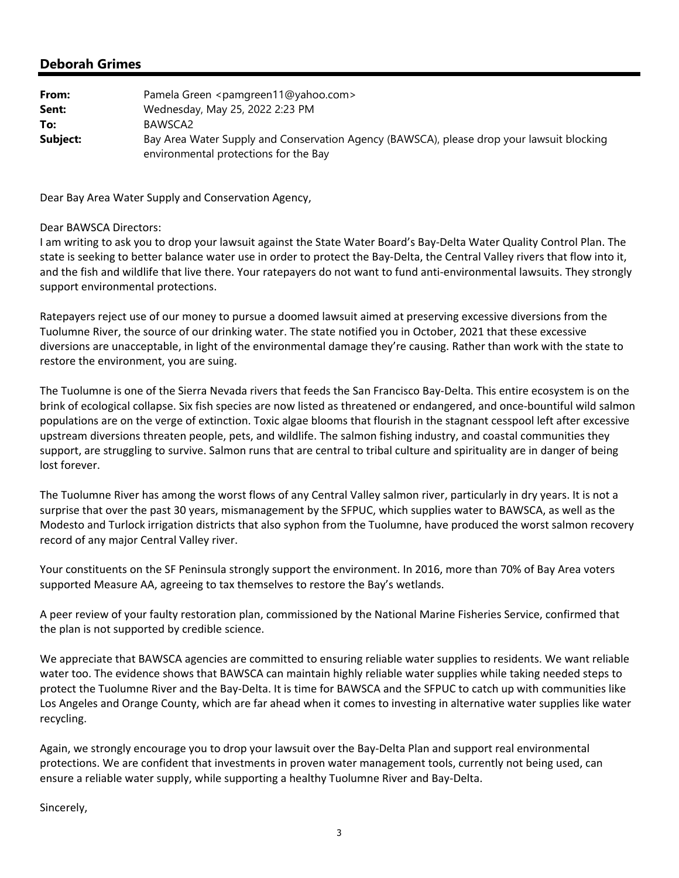## Deborah Grimes

| | |
|---|---|
| **From:** | Pamela Green <pamgreen11@yahoo.com> |
| **Sent:** | Wednesday, May 25, 2022 2:23 PM |
| **To:** | BAWSCA2 |
| **Subject:** | Bay Area Water Supply and Conservation Agency (BAWSCA), please drop your lawsuit blocking environmental protections for the Bay |

Dear Bay Area Water Supply and Conservation Agency,

Dear BAWSCA Directors:
I am writing to ask you to drop your lawsuit against the State Water Board's Bay-Delta Water Quality Control Plan. The state is seeking to better balance water use in order to protect the Bay-Delta, the Central Valley rivers that flow into it, and the fish and wildlife that live there. Your ratepayers do not want to fund anti-environmental lawsuits. They strongly support environmental protections.

Ratepayers reject use of our money to pursue a doomed lawsuit aimed at preserving excessive diversions from the Tuolumne River, the source of our drinking water. The state notified you in October, 2021 that these excessive diversions are unacceptable, in light of the environmental damage they're causing. Rather than work with the state to restore the environment, you are suing.

The Tuolumne is one of the Sierra Nevada rivers that feeds the San Francisco Bay-Delta. This entire ecosystem is on the brink of ecological collapse. Six fish species are now listed as threatened or endangered, and once-bountiful wild salmon populations are on the verge of extinction. Toxic algae blooms that flourish in the stagnant cesspool left after excessive upstream diversions threaten people, pets, and wildlife. The salmon fishing industry, and coastal communities they support, are struggling to survive. Salmon runs that are central to tribal culture and spirituality are in danger of being lost forever.

The Tuolumne River has among the worst flows of any Central Valley salmon river, particularly in dry years. It is not a surprise that over the past 30 years, mismanagement by the SFPUC, which supplies water to BAWSCA, as well as the Modesto and Turlock irrigation districts that also syphon from the Tuolumne, have produced the worst salmon recovery record of any major Central Valley river.

Your constituents on the SF Peninsula strongly support the environment. In 2016, more than 70% of Bay Area voters supported Measure AA, agreeing to tax themselves to restore the Bay's wetlands.

A peer review of your faulty restoration plan, commissioned by the National Marine Fisheries Service, confirmed that the plan is not supported by credible science.

We appreciate that BAWSCA agencies are committed to ensuring reliable water supplies to residents. We want reliable water too. The evidence shows that BAWSCA can maintain highly reliable water supplies while taking needed steps to protect the Tuolumne River and the Bay-Delta. It is time for BAWSCA and the SFPUC to catch up with communities like Los Angeles and Orange County, which are far ahead when it comes to investing in alternative water supplies like water recycling.

Again, we strongly encourage you to drop your lawsuit over the Bay-Delta Plan and support real environmental protections. We are confident that investments in proven water management tools, currently not being used, can ensure a reliable water supply, while supporting a healthy Tuolumne River and Bay-Delta.

Sincerely,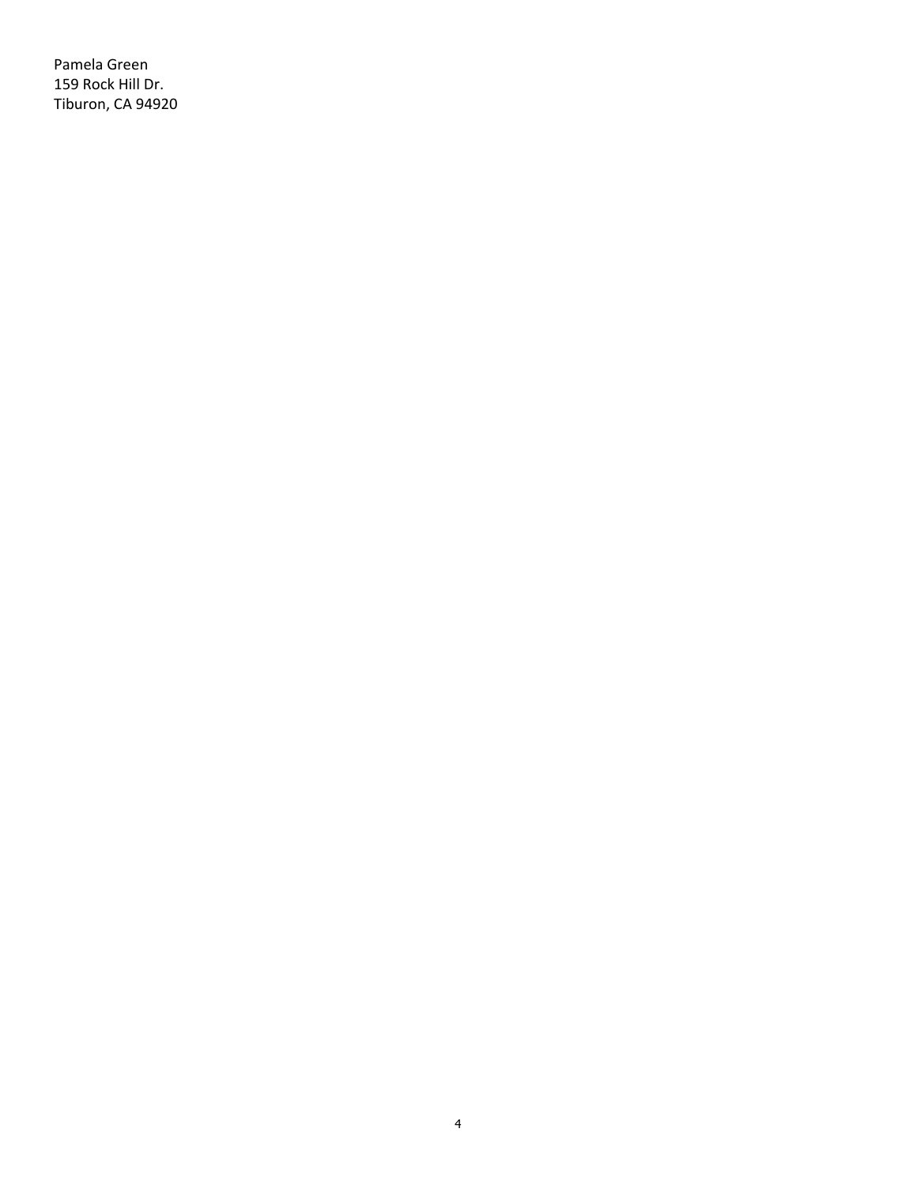Pamela Green
159 Rock Hill Dr.
Tiburon, CA 94920